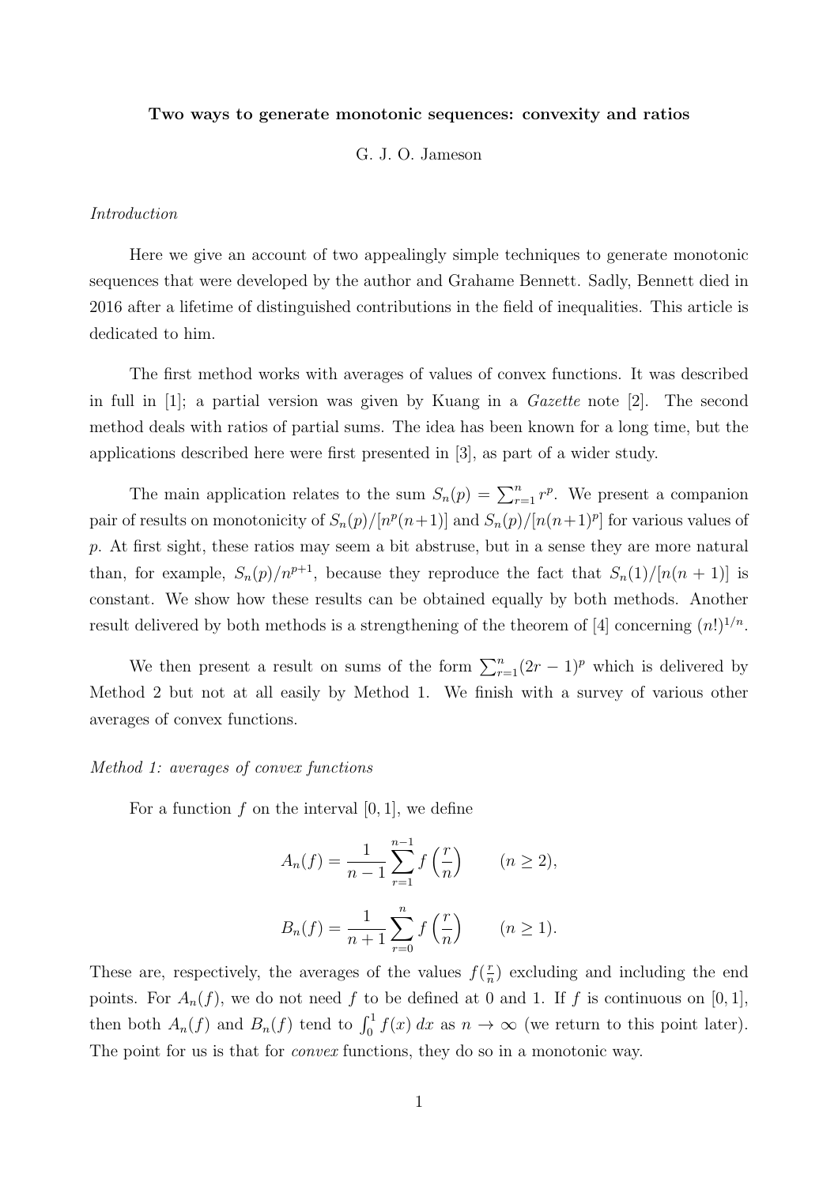**Two ways to generate monotonic sequences: convexity and ratios**

G. J. O. Jameson

*Introduction*

Here we give an account of two appealingly simple techniques to generate monotonic sequences that were developed by the author and Grahame Bennett. Sadly, Bennett died in 2016 after a lifetime of distinguished contributions in the field of inequalities. This article is dedicated to him.

The first method works with averages of values of convex functions. It was described in full in [1]; a partial version was given by Kuang in a *Gazette* note [2]. The second method deals with ratios of partial sums. The idea has been known for a long time, but the applications described here were first presented in [3], as part of a wider study.

The main application relates to the sum $S_n(p) = \sum_{r=1}^{n} r^p$. We present a companion pair of results on monotonicity of $S_n(p)/[n^p(n+1)]$ and $S_n(p)/[n(n+1)^p]$ for various values of $p$. At first sight, these ratios may seem a bit abstruse, but in a sense they are more natural than, for example, $S_n(p)/n^{p+1}$, because they reproduce the fact that $S_n(1)/[n(n+1)]$ is constant. We show how these results can be obtained equally by both methods. Another result delivered by both methods is a strengthening of the theorem of [4] concerning $(n!)^{1/n}$.

We then present a result on sums of the form $\sum_{r=1}^{n}(2r-1)^p$ which is delivered by Method 2 but not at all easily by Method 1. We finish with a survey of various other averages of convex functions.

*Method 1: averages of convex functions*

For a function $f$ on the interval $[0, 1]$, we define

$$A_n(f) = \frac{1}{n-1}\sum_{r=1}^{n-1} f\left(\frac{r}{n}\right) \qquad (n \geq 2),$$

$$B_n(f) = \frac{1}{n+1}\sum_{r=0}^{n} f\left(\frac{r}{n}\right) \qquad (n \geq 1).$$

These are, respectively, the averages of the values $f(\frac{r}{n})$ excluding and including the end points. For $A_n(f)$, we do not need $f$ to be defined at 0 and 1. If $f$ is continuous on $[0, 1]$, then both $A_n(f)$ and $B_n(f)$ tend to $\int_0^1 f(x)\,dx$ as $n \to \infty$ (we return to this point later). The point for us is that for *convex* functions, they do so in a monotonic way.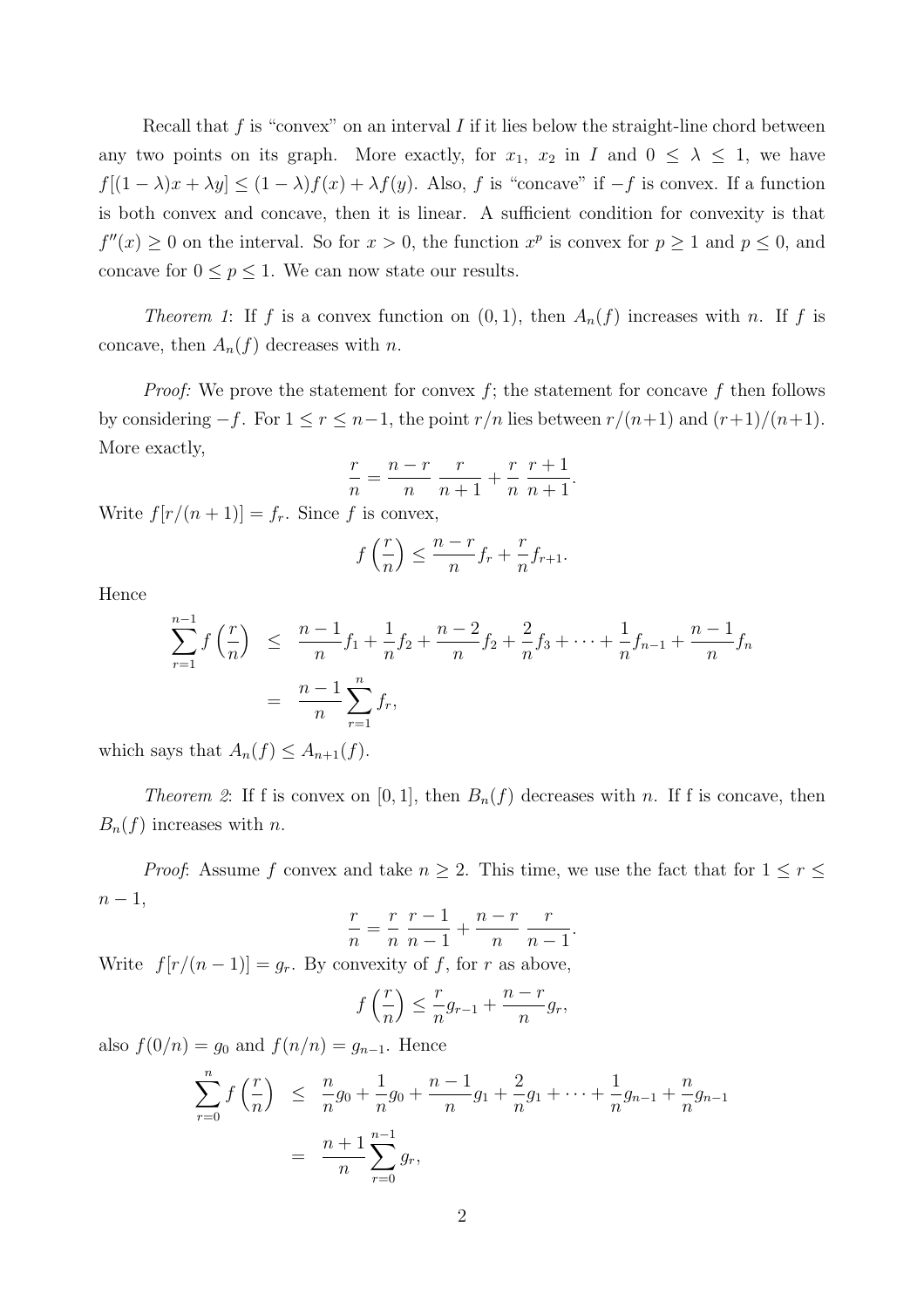Recall that $f$ is "convex" on an interval $I$ if it lies below the straight-line chord between any two points on its graph. More exactly, for $x_1$, $x_2$ in $I$ and $0 \le \lambda \le 1$, we have $f[(1-\lambda)x + \lambda y] \le (1-\lambda)f(x) + \lambda f(y)$. Also, $f$ is "concave" if $-f$ is convex. If a function is both convex and concave, then it is linear. A sufficient condition for convexity is that $f''(x) \ge 0$ on the interval. So for $x > 0$, the function $x^p$ is convex for $p \ge 1$ and $p \le 0$, and concave for $0 \le p \le 1$. We can now state our results.

*Theorem 1*: If $f$ is a convex function on $(0,1)$, then $A_n(f)$ increases with $n$. If $f$ is concave, then $A_n(f)$ decreases with $n$.

*Proof:* We prove the statement for convex $f$; the statement for concave $f$ then follows by considering $-f$. For $1 \le r \le n-1$, the point $r/n$ lies between $r/(n+1)$ and $(r+1)/(n+1)$. More exactly,

$$\frac{r}{n} = \frac{n-r}{n}\ \frac{r}{n+1} + \frac{r}{n}\ \frac{r+1}{n+1}.$$

Write $f[r/(n+1)] = f_r$. Since $f$ is convex,

$$f\left(\frac{r}{n}\right) \le \frac{n-r}{n} f_r + \frac{r}{n} f_{r+1}.$$

Hence

$$\begin{aligned}
\sum_{r=1}^{n-1} f\left(\frac{r}{n}\right) &\le \frac{n-1}{n} f_1 + \frac{1}{n} f_2 + \frac{n-2}{n} f_2 + \frac{2}{n} f_3 + \cdots + \frac{1}{n} f_{n-1} + \frac{n-1}{n} f_n \\
&= \frac{n-1}{n} \sum_{r=1}^{n} f_r,
\end{aligned}$$

which says that $A_n(f) \le A_{n+1}(f)$.

*Theorem 2*: If f is convex on $[0,1]$, then $B_n(f)$ decreases with $n$. If f is concave, then $B_n(f)$ increases with $n$.

*Proof*: Assume $f$ convex and take $n \ge 2$. This time, we use the fact that for $1 \le r \le n-1$,

$$\frac{r}{n} = \frac{r}{n}\ \frac{r-1}{n-1} + \frac{n-r}{n}\ \frac{r}{n-1}.$$

Write $f[r/(n-1)] = g_r$. By convexity of $f$, for $r$ as above,

$$f\left(\frac{r}{n}\right) \le \frac{r}{n} g_{r-1} + \frac{n-r}{n} g_r,$$

also $f(0/n) = g_0$ and $f(n/n) = g_{n-1}$. Hence

$$\begin{aligned}
\sum_{r=0}^{n} f\left(\frac{r}{n}\right) &\le \frac{n}{n} g_0 + \frac{1}{n} g_0 + \frac{n-1}{n} g_1 + \frac{2}{n} g_1 + \cdots + \frac{1}{n} g_{n-1} + \frac{n}{n} g_{n-1} \\
&= \frac{n+1}{n} \sum_{r=0}^{n-1} g_r,
\end{aligned}$$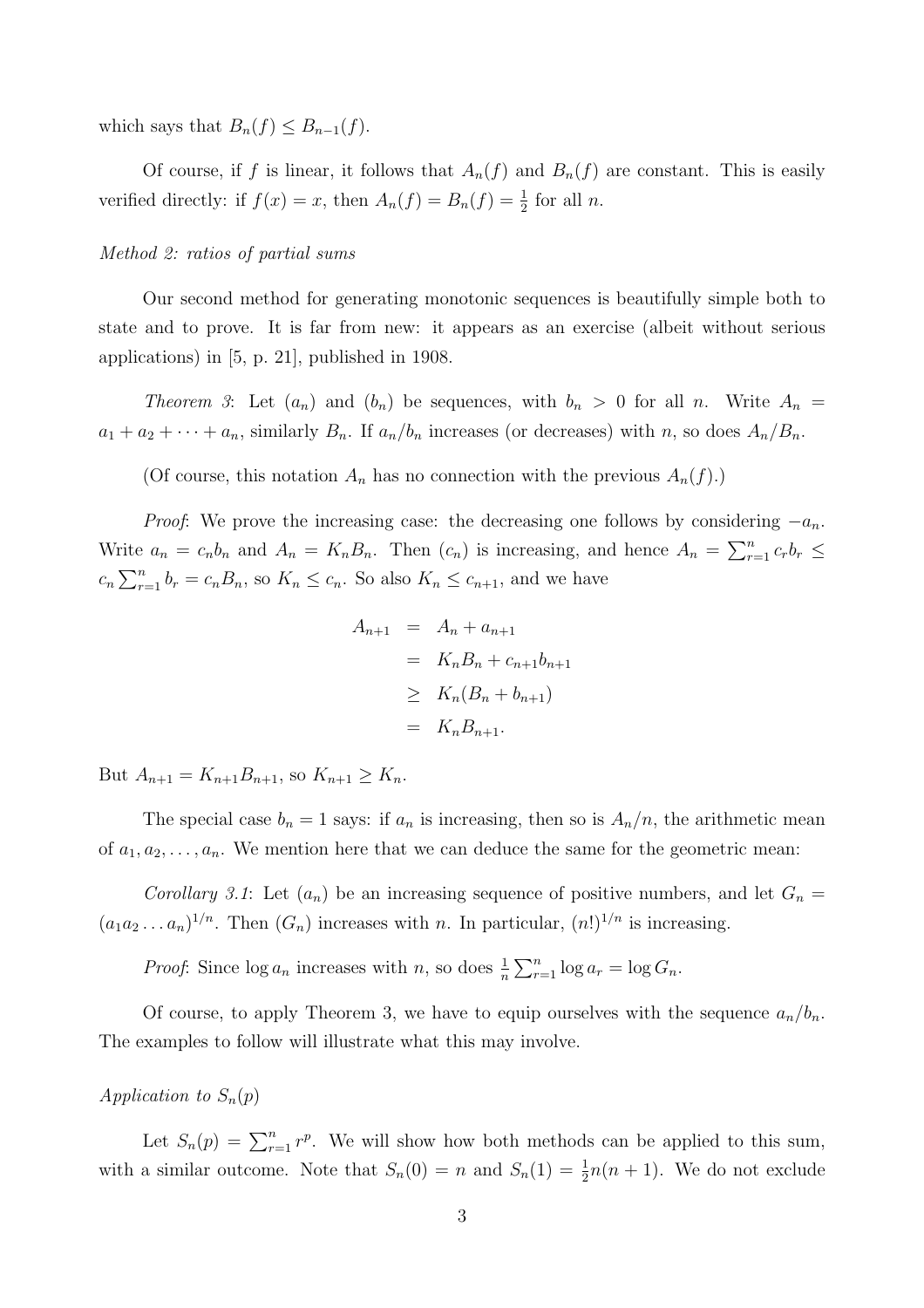which says that $B_n(f) \le B_{n-1}(f)$.

Of course, if $f$ is linear, it follows that $A_n(f)$ and $B_n(f)$ are constant. This is easily verified directly: if $f(x) = x$, then $A_n(f) = B_n(f) = \frac{1}{2}$ for all $n$.

*Method 2: ratios of partial sums*

Our second method for generating monotonic sequences is beautifully simple both to state and to prove. It is far from new: it appears as an exercise (albeit without serious applications) in [5, p. 21], published in 1908.

*Theorem 3*: Let $(a_n)$ and $(b_n)$ be sequences, with $b_n > 0$ for all $n$. Write $A_n = a_1 + a_2 + \cdots + a_n$, similarly $B_n$. If $a_n/b_n$ increases (or decreases) with $n$, so does $A_n/B_n$.

(Of course, this notation $A_n$ has no connection with the previous $A_n(f)$.)

*Proof*: We prove the increasing case: the decreasing one follows by considering $-a_n$. Write $a_n = c_n b_n$ and $A_n = K_n B_n$. Then $(c_n)$ is increasing, and hence $A_n = \sum_{r=1}^n c_r b_r \le c_n \sum_{r=1}^n b_r = c_n B_n$, so $K_n \le c_n$. So also $K_n \le c_{n+1}$, and we have

$$
\begin{aligned}
A_{n+1} &= A_n + a_{n+1} \\
&= K_n B_n + c_{n+1} b_{n+1} \\
&\ge K_n (B_n + b_{n+1}) \\
&= K_n B_{n+1}.
\end{aligned}
$$

But $A_{n+1} = K_{n+1} B_{n+1}$, so $K_{n+1} \ge K_n$.

The special case $b_n = 1$ says: if $a_n$ is increasing, then so is $A_n/n$, the arithmetic mean of $a_1, a_2, \ldots, a_n$. We mention here that we can deduce the same for the geometric mean:

*Corollary 3.1*: Let $(a_n)$ be an increasing sequence of positive numbers, and let $G_n = (a_1 a_2 \ldots a_n)^{1/n}$. Then $(G_n)$ increases with $n$. In particular, $(n!)^{1/n}$ is increasing.

*Proof*: Since $\log a_n$ increases with $n$, so does $\frac{1}{n} \sum_{r=1}^n \log a_r = \log G_n$.

Of course, to apply Theorem 3, we have to equip ourselves with the sequence $a_n/b_n$. The examples to follow will illustrate what this may involve.

*Application to $S_n(p)$*

Let $S_n(p) = \sum_{r=1}^n r^p$. We will show how both methods can be applied to this sum, with a similar outcome. Note that $S_n(0) = n$ and $S_n(1) = \frac{1}{2} n(n+1)$. We do not exclude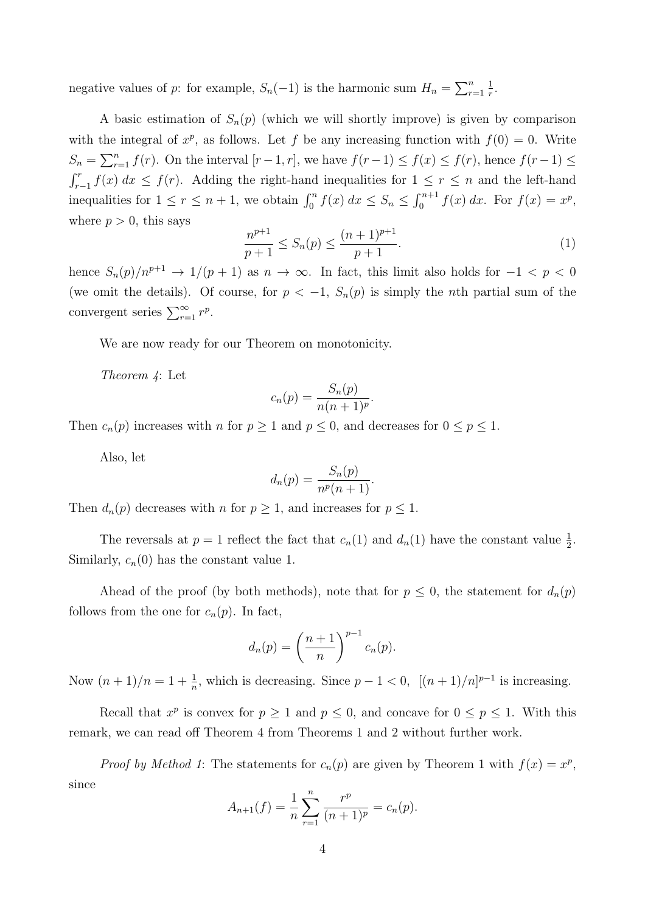negative values of $p$: for example, $S_n(-1)$ is the harmonic sum $H_n = \sum_{r=1}^{n} \frac{1}{r}$.

A basic estimation of $S_n(p)$ (which we will shortly improve) is given by comparison with the integral of $x^p$, as follows. Let $f$ be any increasing function with $f(0) = 0$. Write $S_n = \sum_{r=1}^{n} f(r)$. On the interval $[r-1, r]$, we have $f(r-1) \le f(x) \le f(r)$, hence $f(r-1) \le \int_{r-1}^{r} f(x)\,dx \le f(r)$. Adding the right-hand inequalities for $1 \le r \le n$ and the left-hand inequalities for $1 \le r \le n+1$, we obtain $\int_0^n f(x)\,dx \le S_n \le \int_0^{n+1} f(x)\,dx$. For $f(x) = x^p$, where $p > 0$, this says

$$\frac{n^{p+1}}{p+1} \le S_n(p) \le \frac{(n+1)^{p+1}}{p+1}. \tag{1}$$

hence $S_n(p)/n^{p+1} \to 1/(p+1)$ as $n \to \infty$. In fact, this limit also holds for $-1 < p < 0$ (we omit the details). Of course, for $p < -1$, $S_n(p)$ is simply the $n$th partial sum of the convergent series $\sum_{r=1}^{\infty} r^p$.

We are now ready for our Theorem on monotonicity.

*Theorem 4*: Let

$$c_n(p) = \frac{S_n(p)}{n(n+1)^p}.$$

Then $c_n(p)$ increases with $n$ for $p \ge 1$ and $p \le 0$, and decreases for $0 \le p \le 1$.

Also, let

$$d_n(p) = \frac{S_n(p)}{n^p(n+1)}.$$

Then $d_n(p)$ decreases with $n$ for $p \ge 1$, and increases for $p \le 1$.

The reversals at $p = 1$ reflect the fact that $c_n(1)$ and $d_n(1)$ have the constant value $\frac{1}{2}$. Similarly, $c_n(0)$ has the constant value 1.

Ahead of the proof (by both methods), note that for $p \le 0$, the statement for $d_n(p)$ follows from the one for $c_n(p)$. In fact,

$$d_n(p) = \left(\frac{n+1}{n}\right)^{p-1} c_n(p).$$

Now $(n+1)/n = 1 + \frac{1}{n}$, which is decreasing. Since $p - 1 < 0$, $[(n+1)/n]^{p-1}$ is increasing.

Recall that $x^p$ is convex for $p \ge 1$ and $p \le 0$, and concave for $0 \le p \le 1$. With this remark, we can read off Theorem 4 from Theorems 1 and 2 without further work.

*Proof by Method 1*: The statements for $c_n(p)$ are given by Theorem 1 with $f(x) = x^p$, since

$$A_{n+1}(f) = \frac{1}{n} \sum_{r=1}^{n} \frac{r^p}{(n+1)^p} = c_n(p).$$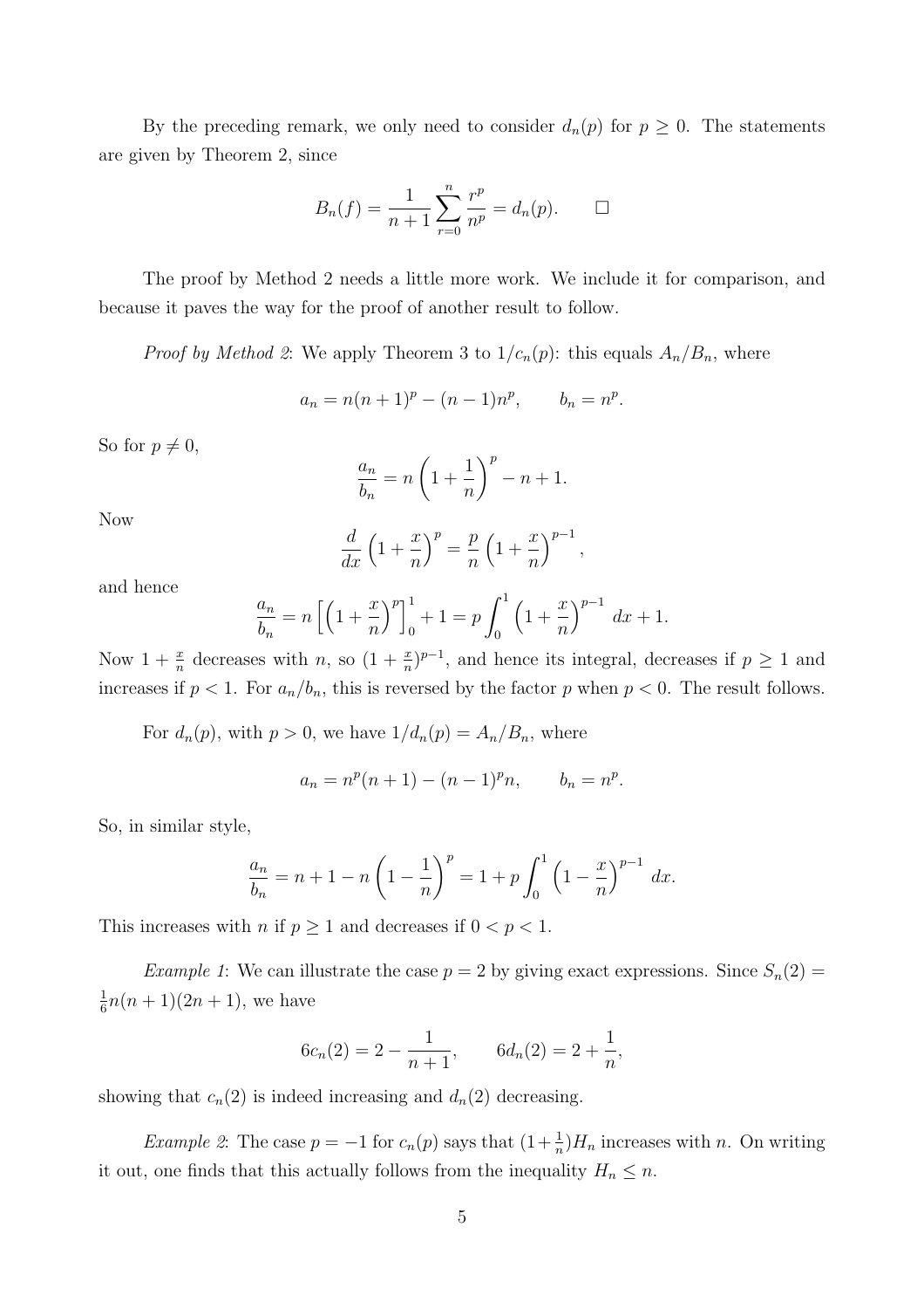By the preceding remark, we only need to consider $d_n(p)$ for $p \geq 0$. The statements are given by Theorem 2, since

$$B_n(f) = \frac{1}{n+1} \sum_{r=0}^{n} \frac{r^p}{n^p} = d_n(p). \qquad \square$$

The proof by Method 2 needs a little more work. We include it for comparison, and because it paves the way for the proof of another result to follow.

*Proof by Method 2*: We apply Theorem 3 to $1/c_n(p)$: this equals $A_n/B_n$, where

$$a_n = n(n+1)^p - (n-1)n^p, \qquad b_n = n^p.$$

So for $p \neq 0$,

$$\frac{a_n}{b_n} = n\left(1 + \frac{1}{n}\right)^p - n + 1.$$

Now

$$\frac{d}{dx}\left(1 + \frac{x}{n}\right)^p = \frac{p}{n}\left(1 + \frac{x}{n}\right)^{p-1},$$

and hence

$$\frac{a_n}{b_n} = n\left[\left(1 + \frac{x}{n}\right)^p\right]_0^1 + 1 = p\int_0^1 \left(1 + \frac{x}{n}\right)^{p-1} \, dx + 1.$$

Now $1 + \frac{x}{n}$ decreases with $n$, so $(1 + \frac{x}{n})^{p-1}$, and hence its integral, decreases if $p \geq 1$ and increases if $p < 1$. For $a_n/b_n$, this is reversed by the factor $p$ when $p < 0$. The result follows.

For $d_n(p)$, with $p > 0$, we have $1/d_n(p) = A_n/B_n$, where

$$a_n = n^p(n+1) - (n-1)^p n, \qquad b_n = n^p.$$

So, in similar style,

$$\frac{a_n}{b_n} = n + 1 - n\left(1 - \frac{1}{n}\right)^p = 1 + p\int_0^1 \left(1 - \frac{x}{n}\right)^{p-1} \, dx.$$

This increases with $n$ if $p \geq 1$ and decreases if $0 < p < 1$.

*Example 1*: We can illustrate the case $p = 2$ by giving exact expressions. Since $S_n(2) = \frac{1}{6}n(n+1)(2n+1)$, we have

$$6c_n(2) = 2 - \frac{1}{n+1}, \qquad 6d_n(2) = 2 + \frac{1}{n},$$

showing that $c_n(2)$ is indeed increasing and $d_n(2)$ decreasing.

*Example 2*: The case $p = -1$ for $c_n(p)$ says that $(1 + \frac{1}{n})H_n$ increases with $n$. On writing it out, one finds that this actually follows from the inequality $H_n \leq n$.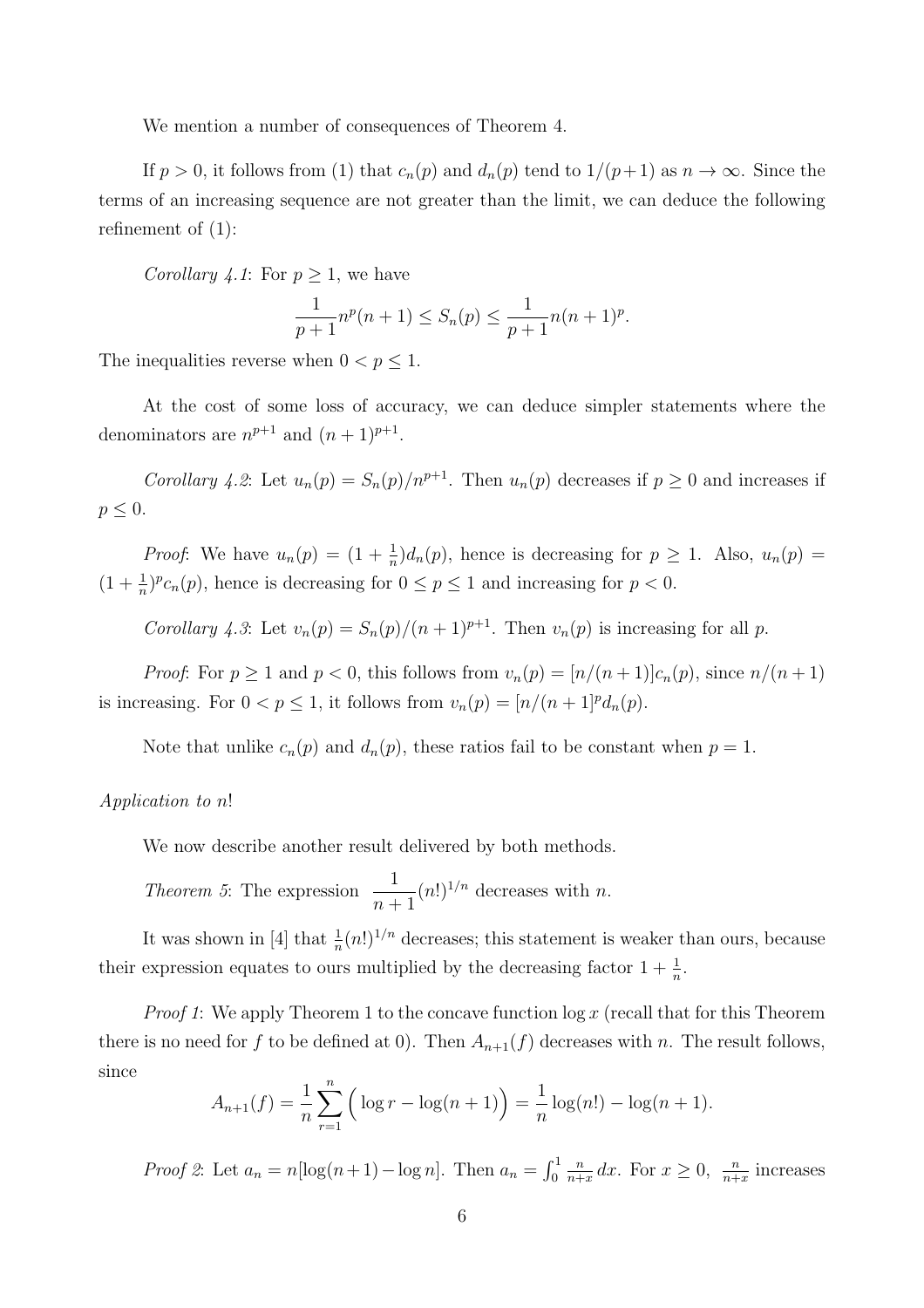We mention a number of consequences of Theorem 4.

If $p > 0$, it follows from (1) that $c_n(p)$ and $d_n(p)$ tend to $1/(p+1)$ as $n \to \infty$. Since the terms of an increasing sequence are not greater than the limit, we can deduce the following refinement of (1):

*Corollary 4.1*: For $p \geq 1$, we have

$$\frac{1}{p+1} n^p(n+1) \leq S_n(p) \leq \frac{1}{p+1} n(n+1)^p.$$

The inequalities reverse when $0 < p \leq 1$.

At the cost of some loss of accuracy, we can deduce simpler statements where the denominators are $n^{p+1}$ and $(n+1)^{p+1}$.

*Corollary 4.2*: Let $u_n(p) = S_n(p)/n^{p+1}$. Then $u_n(p)$ decreases if $p \geq 0$ and increases if $p \leq 0$.

*Proof*: We have $u_n(p) = (1 + \frac{1}{n}) d_n(p)$, hence is decreasing for $p \geq 1$. Also, $u_n(p) = (1 + \frac{1}{n})^p c_n(p)$, hence is decreasing for $0 \leq p \leq 1$ and increasing for $p < 0$.

*Corollary 4.3*: Let $v_n(p) = S_n(p)/(n+1)^{p+1}$. Then $v_n(p)$ is increasing for all $p$.

*Proof*: For $p \geq 1$ and $p < 0$, this follows from $v_n(p) = [n/(n+1)] c_n(p)$, since $n/(n+1)$ is increasing. For $0 < p \leq 1$, it follows from $v_n(p) = [n/(n+1]^p d_n(p)$.

Note that unlike $c_n(p)$ and $d_n(p)$, these ratios fail to be constant when $p = 1$.

*Application to $n!$*

We now describe another result delivered by both methods.

*Theorem 5*: The expression $\dfrac{1}{n+1}(n!)^{1/n}$ decreases with $n$.

It was shown in [4] that $\frac{1}{n}(n!)^{1/n}$ decreases; this statement is weaker than ours, because their expression equates to ours multiplied by the decreasing factor $1 + \frac{1}{n}$.

*Proof 1*: We apply Theorem 1 to the concave function $\log x$ (recall that for this Theorem there is no need for $f$ to be defined at 0). Then $A_{n+1}(f)$ decreases with $n$. The result follows, since

$$A_{n+1}(f) = \frac{1}{n} \sum_{r=1}^{n} \Big( \log r - \log(n+1) \Big) = \frac{1}{n} \log(n!) - \log(n+1).$$

*Proof 2*: Let $a_n = n[\log(n+1) - \log n]$. Then $a_n = \int_0^1 \frac{n}{n+x}\, dx$. For $x \geq 0$, $\frac{n}{n+x}$ increases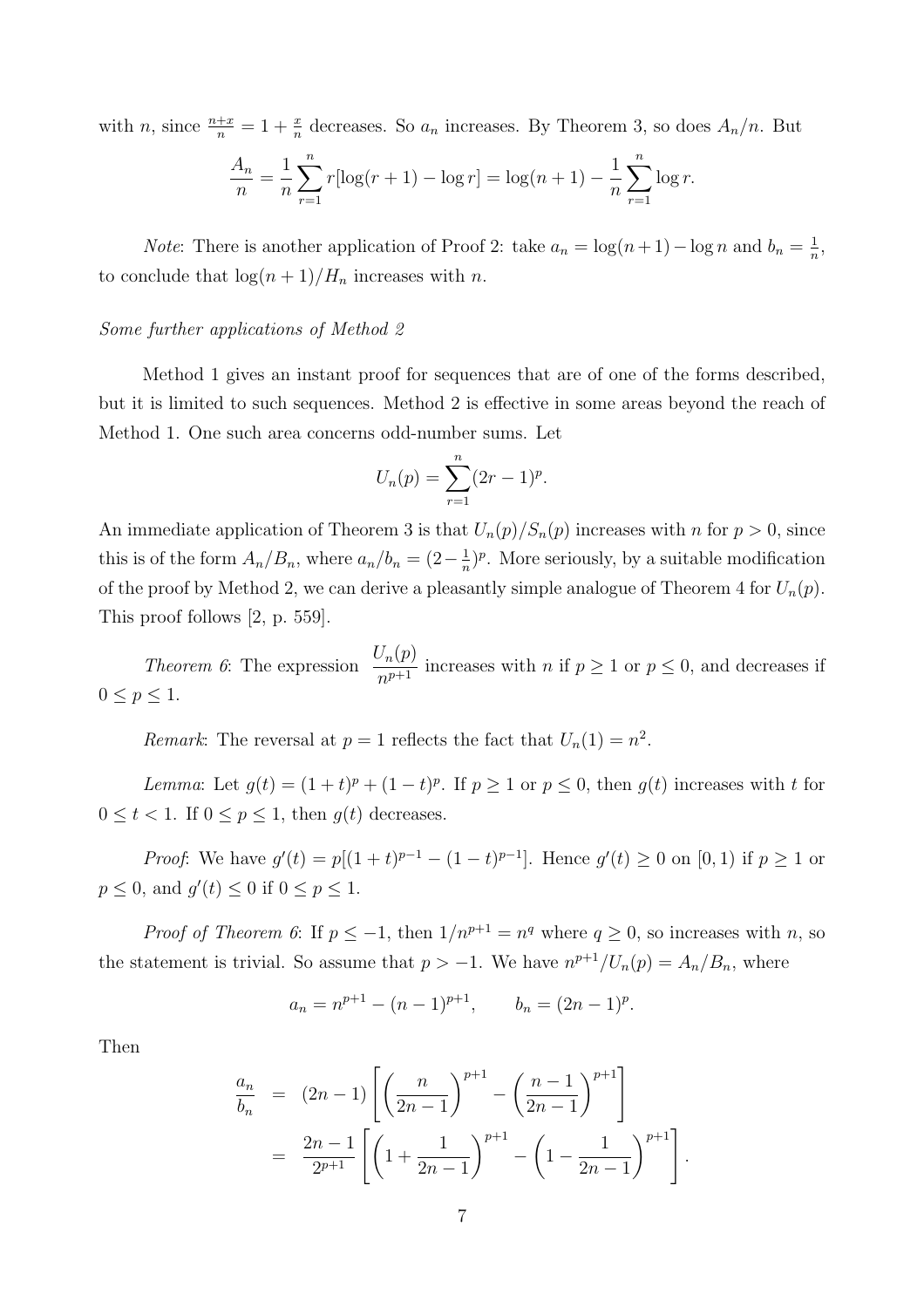with $n$, since $\frac{n+x}{n} = 1 + \frac{x}{n}$ decreases. So $a_n$ increases. By Theorem 3, so does $A_n/n$. But

$$\frac{A_n}{n} = \frac{1}{n}\sum_{r=1}^{n} r[\log(r+1) - \log r] = \log(n+1) - \frac{1}{n}\sum_{r=1}^{n}\log r.$$

*Note*: There is another application of Proof 2: take $a_n = \log(n+1) - \log n$ and $b_n = \frac{1}{n}$, to conclude that $\log(n+1)/H_n$ increases with $n$.

*Some further applications of Method 2*

Method 1 gives an instant proof for sequences that are of one of the forms described, but it is limited to such sequences. Method 2 is effective in some areas beyond the reach of Method 1. One such area concerns odd-number sums. Let

$$U_n(p) = \sum_{r=1}^{n}(2r-1)^p.$$

An immediate application of Theorem 3 is that $U_n(p)/S_n(p)$ increases with $n$ for $p > 0$, since this is of the form $A_n/B_n$, where $a_n/b_n = (2 - \frac{1}{n})^p$. More seriously, by a suitable modification of the proof by Method 2, we can derive a pleasantly simple analogue of Theorem 4 for $U_n(p)$. This proof follows [2, p. 559].

*Theorem 6*: The expression $\dfrac{U_n(p)}{n^{p+1}}$ increases with $n$ if $p \geq 1$ or $p \leq 0$, and decreases if $0 \leq p \leq 1$.

*Remark*: The reversal at $p = 1$ reflects the fact that $U_n(1) = n^2$.

*Lemma*: Let $g(t) = (1+t)^p + (1-t)^p$. If $p \geq 1$ or $p \leq 0$, then $g(t)$ increases with $t$ for $0 \leq t < 1$. If $0 \leq p \leq 1$, then $g(t)$ decreases.

*Proof*: We have $g'(t) = p[(1+t)^{p-1} - (1-t)^{p-1}]$. Hence $g'(t) \geq 0$ on $[0, 1)$ if $p \geq 1$ or $p \leq 0$, and $g'(t) \leq 0$ if $0 \leq p \leq 1$.

*Proof of Theorem 6*: If $p \leq -1$, then $1/n^{p+1} = n^q$ where $q \geq 0$, so increases with $n$, so the statement is trivial. So assume that $p > -1$. We have $n^{p+1}/U_n(p) = A_n/B_n$, where

$$a_n = n^{p+1} - (n-1)^{p+1}, \qquad b_n = (2n-1)^p.$$

Then

$$\begin{aligned}
\frac{a_n}{b_n} &= (2n-1)\left[\left(\frac{n}{2n-1}\right)^{p+1} - \left(\frac{n-1}{2n-1}\right)^{p+1}\right] \\
&= \frac{2n-1}{2^{p+1}}\left[\left(1 + \frac{1}{2n-1}\right)^{p+1} - \left(1 - \frac{1}{2n-1}\right)^{p+1}\right].
\end{aligned}$$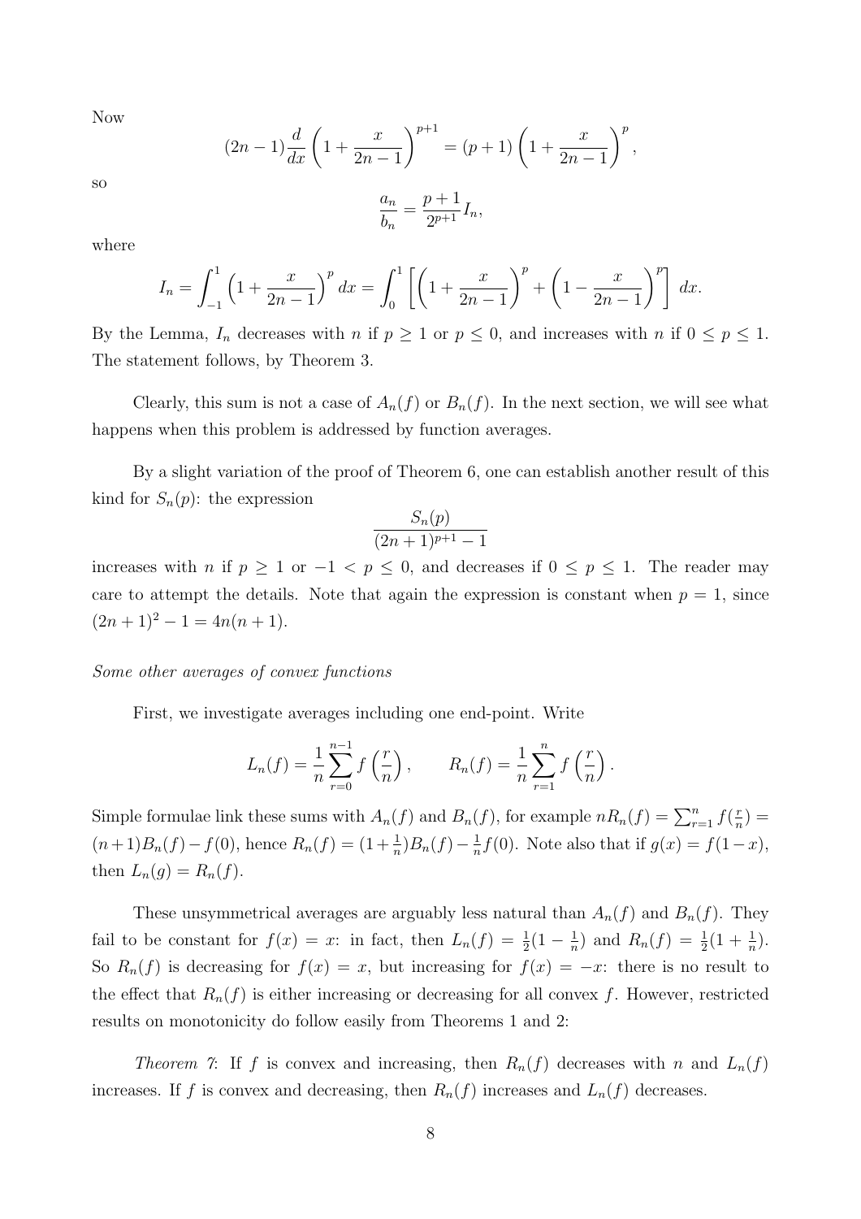Now

$$(2n-1)\frac{d}{dx}\left(1+\frac{x}{2n-1}\right)^{p+1} = (p+1)\left(1+\frac{x}{2n-1}\right)^{p},$$

so

$$\frac{a_n}{b_n} = \frac{p+1}{2^{p+1}} I_n,$$

where

$$I_n = \int_{-1}^{1}\left(1+\frac{x}{2n-1}\right)^{p} dx = \int_{0}^{1}\left[\left(1+\frac{x}{2n-1}\right)^{p} + \left(1-\frac{x}{2n-1}\right)^{p}\right] dx.$$

By the Lemma, $I_n$ decreases with $n$ if $p \geq 1$ or $p \leq 0$, and increases with $n$ if $0 \leq p \leq 1$. The statement follows, by Theorem 3.

Clearly, this sum is not a case of $A_n(f)$ or $B_n(f)$. In the next section, we will see what happens when this problem is addressed by function averages.

By a slight variation of the proof of Theorem 6, one can establish another result of this kind for $S_n(p)$: the expression

$$\frac{S_n(p)}{(2n+1)^{p+1}-1}$$

increases with $n$ if $p \geq 1$ or $-1 < p \leq 0$, and decreases if $0 \leq p \leq 1$. The reader may care to attempt the details. Note that again the expression is constant when $p = 1$, since $(2n+1)^2 - 1 = 4n(n+1)$.

*Some other averages of convex functions*

First, we investigate averages including one end-point. Write

$$L_n(f) = \frac{1}{n}\sum_{r=0}^{n-1} f\left(\frac{r}{n}\right), \qquad R_n(f) = \frac{1}{n}\sum_{r=1}^{n} f\left(\frac{r}{n}\right).$$

Simple formulae link these sums with $A_n(f)$ and $B_n(f)$, for example $nR_n(f) = \sum_{r=1}^{n} f(\frac{r}{n}) = (n+1)B_n(f) - f(0)$, hence $R_n(f) = (1+\frac{1}{n})B_n(f) - \frac{1}{n}f(0)$. Note also that if $g(x) = f(1-x)$, then $L_n(g) = R_n(f)$.

These unsymmetrical averages are arguably less natural than $A_n(f)$ and $B_n(f)$. They fail to be constant for $f(x) = x$: in fact, then $L_n(f) = \frac{1}{2}(1-\frac{1}{n})$ and $R_n(f) = \frac{1}{2}(1+\frac{1}{n})$. So $R_n(f)$ is decreasing for $f(x) = x$, but increasing for $f(x) = -x$: there is no result to the effect that $R_n(f)$ is either increasing or decreasing for all convex $f$. However, restricted results on monotonicity do follow easily from Theorems 1 and 2:

*Theorem 7*: If $f$ is convex and increasing, then $R_n(f)$ decreases with $n$ and $L_n(f)$ increases. If $f$ is convex and decreasing, then $R_n(f)$ increases and $L_n(f)$ decreases.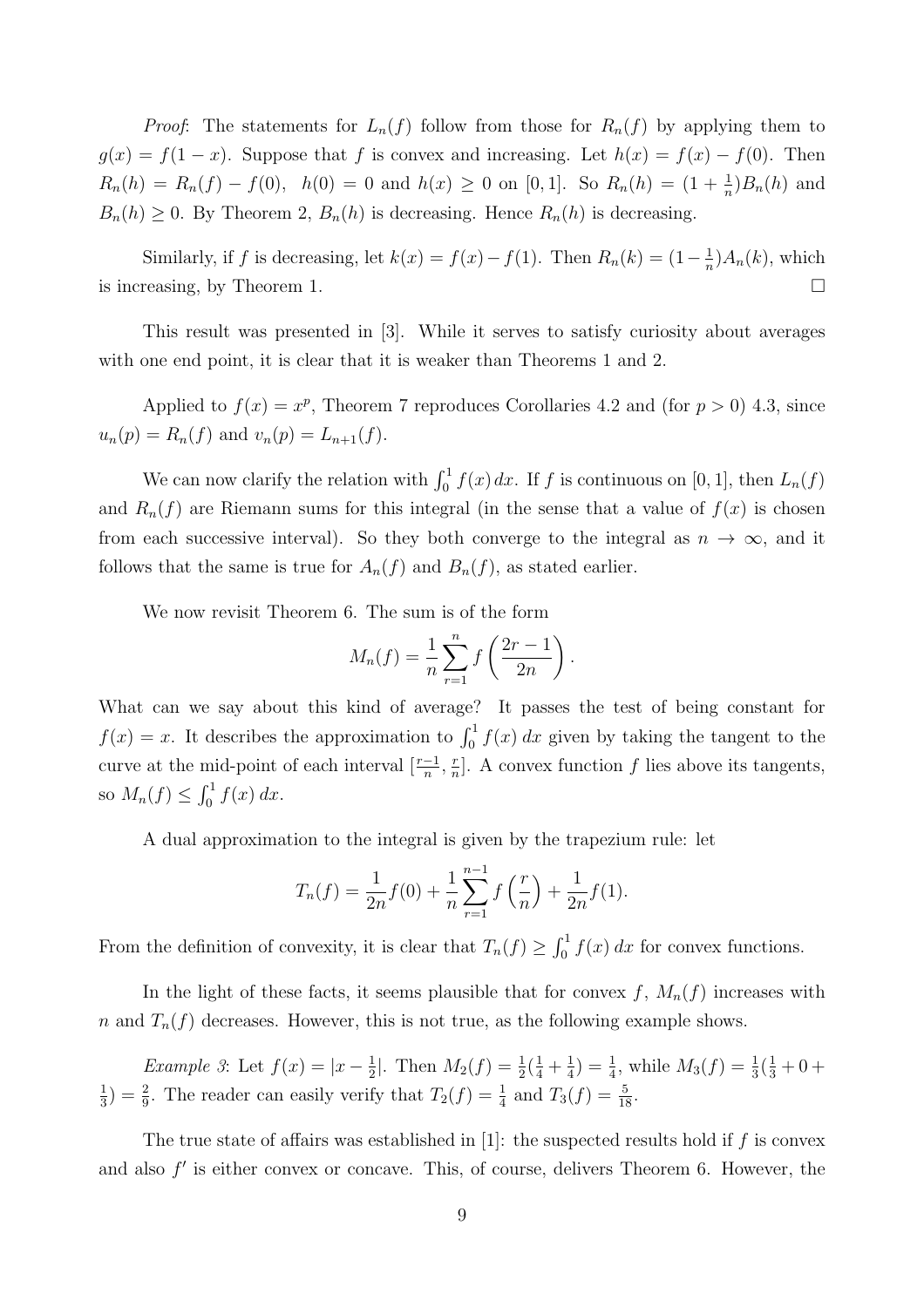*Proof*: The statements for $L_n(f)$ follow from those for $R_n(f)$ by applying them to $g(x) = f(1-x)$. Suppose that $f$ is convex and increasing. Let $h(x) = f(x) - f(0)$. Then $R_n(h) = R_n(f) - f(0)$, $h(0) = 0$ and $h(x) \geq 0$ on $[0,1]$. So $R_n(h) = (1 + \frac{1}{n})B_n(h)$ and $B_n(h) \geq 0$. By Theorem 2, $B_n(h)$ is decreasing. Hence $R_n(h)$ is decreasing.

Similarly, if $f$ is decreasing, let $k(x) = f(x) - f(1)$. Then $R_n(k) = (1 - \frac{1}{n})A_n(k)$, which is increasing, by Theorem 1. $\square$

This result was presented in [3]. While it serves to satisfy curiosity about averages with one end point, it is clear that it is weaker than Theorems 1 and 2.

Applied to $f(x) = x^p$, Theorem 7 reproduces Corollaries 4.2 and (for $p > 0$) 4.3, since $u_n(p) = R_n(f)$ and $v_n(p) = L_{n+1}(f)$.

We can now clarify the relation with $\int_0^1 f(x)\,dx$. If $f$ is continuous on $[0,1]$, then $L_n(f)$ and $R_n(f)$ are Riemann sums for this integral (in the sense that a value of $f(x)$ is chosen from each successive interval). So they both converge to the integral as $n \to \infty$, and it follows that the same is true for $A_n(f)$ and $B_n(f)$, as stated earlier.

We now revisit Theorem 6. The sum is of the form

$$M_n(f) = \frac{1}{n}\sum_{r=1}^{n} f\left(\frac{2r-1}{2n}\right).$$

What can we say about this kind of average? It passes the test of being constant for $f(x) = x$. It describes the approximation to $\int_0^1 f(x)\,dx$ given by taking the tangent to the curve at the mid-point of each interval $[\frac{r-1}{n}, \frac{r}{n}]$. A convex function $f$ lies above its tangents, so $M_n(f) \leq \int_0^1 f(x)\,dx$.

A dual approximation to the integral is given by the trapezium rule: let

$$T_n(f) = \frac{1}{2n}f(0) + \frac{1}{n}\sum_{r=1}^{n-1} f\left(\frac{r}{n}\right) + \frac{1}{2n}f(1).$$

From the definition of convexity, it is clear that $T_n(f) \geq \int_0^1 f(x)\,dx$ for convex functions.

In the light of these facts, it seems plausible that for convex $f$, $M_n(f)$ increases with $n$ and $T_n(f)$ decreases. However, this is not true, as the following example shows.

*Example 3*: Let $f(x) = |x - \frac{1}{2}|$. Then $M_2(f) = \frac{1}{2}(\frac{1}{4} + \frac{1}{4}) = \frac{1}{4}$, while $M_3(f) = \frac{1}{3}(\frac{1}{3} + 0 + \frac{1}{3}) = \frac{2}{9}$. The reader can easily verify that $T_2(f) = \frac{1}{4}$ and $T_3(f) = \frac{5}{18}$.

The true state of affairs was established in [1]: the suspected results hold if $f$ is convex and also $f'$ is either convex or concave. This, of course, delivers Theorem 6. However, the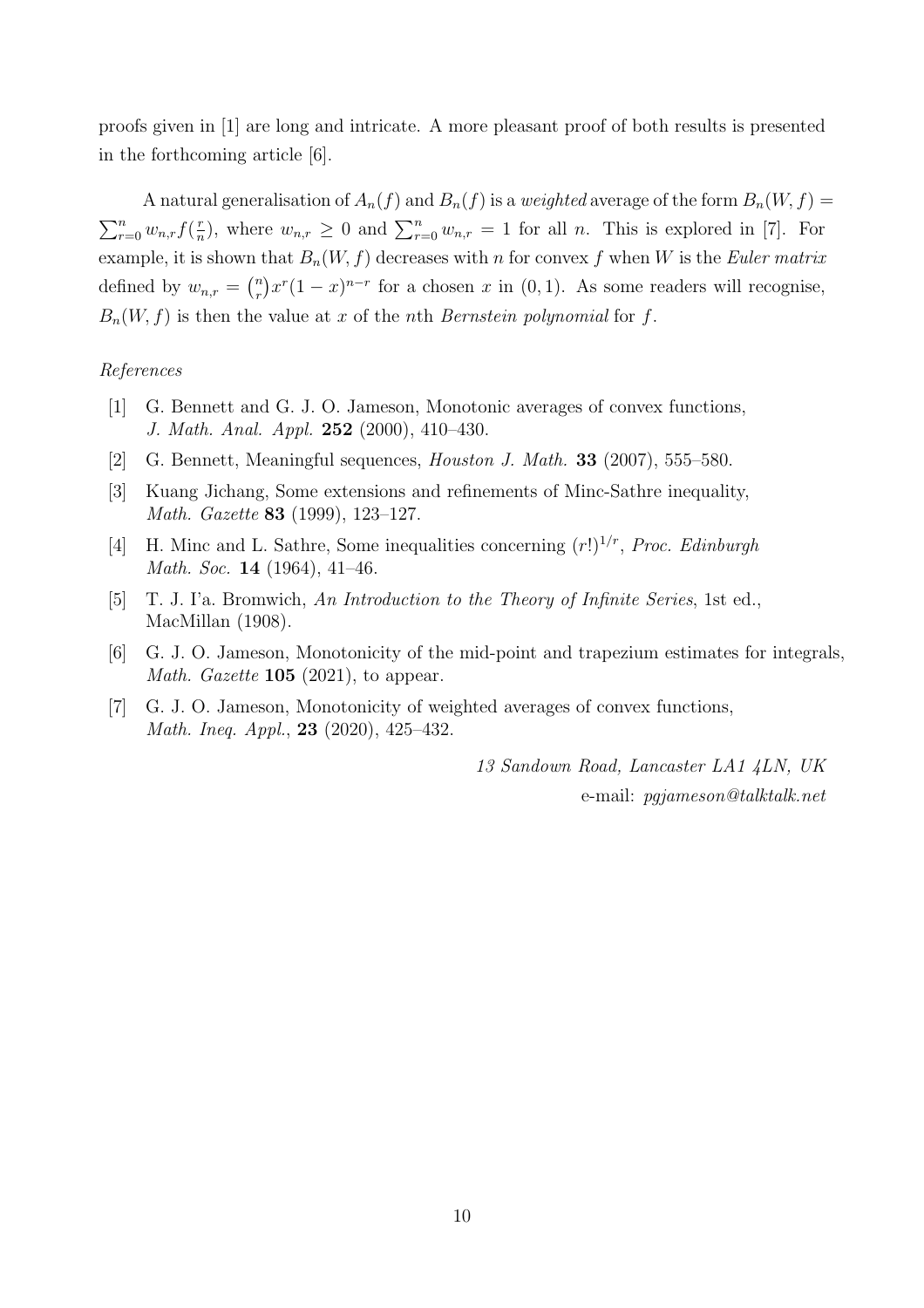proofs given in [1] are long and intricate. A more pleasant proof of both results is presented in the forthcoming article [6].

A natural generalisation of $A_n(f)$ and $B_n(f)$ is a *weighted* average of the form $B_n(W, f) = \sum_{r=0}^{n} w_{n,r} f(\frac{r}{n})$, where $w_{n,r} \geq 0$ and $\sum_{r=0}^{n} w_{n,r} = 1$ for all $n$. This is explored in [7]. For example, it is shown that $B_n(W, f)$ decreases with $n$ for convex $f$ when $W$ is the *Euler matrix* defined by $w_{n,r} = \binom{n}{r} x^r (1-x)^{n-r}$ for a chosen $x$ in $(0, 1)$. As some readers will recognise, $B_n(W, f)$ is then the value at $x$ of the $n$th *Bernstein polynomial* for $f$.

*References*

1. G. Bennett and G. J. O. Jameson, Monotonic averages of convex functions, *J. Math. Anal. Appl.* **252** (2000), 410–430.
2. G. Bennett, Meaningful sequences, *Houston J. Math.* **33** (2007), 555–580.
3. Kuang Jichang, Some extensions and refinements of Minc-Sathre inequality, *Math. Gazette* **83** (1999), 123–127.
4. H. Minc and L. Sathre, Some inequalities concerning $(r!)^{1/r}$, *Proc. Edinburgh Math. Soc.* **14** (1964), 41–46.
5. T. J. I'a. Bromwich, *An Introduction to the Theory of Infinite Series*, 1st ed., MacMillan (1908).
6. G. J. O. Jameson, Monotonicity of the mid-point and trapezium estimates for integrals, *Math. Gazette* **105** (2021), to appear.
7. G. J. O. Jameson, Monotonicity of weighted averages of convex functions, *Math. Ineq. Appl.*, **23** (2020), 425–432.

*13 Sandown Road, Lancaster LA1 4LN, UK*

e-mail: *pgjameson@talktalk.net*